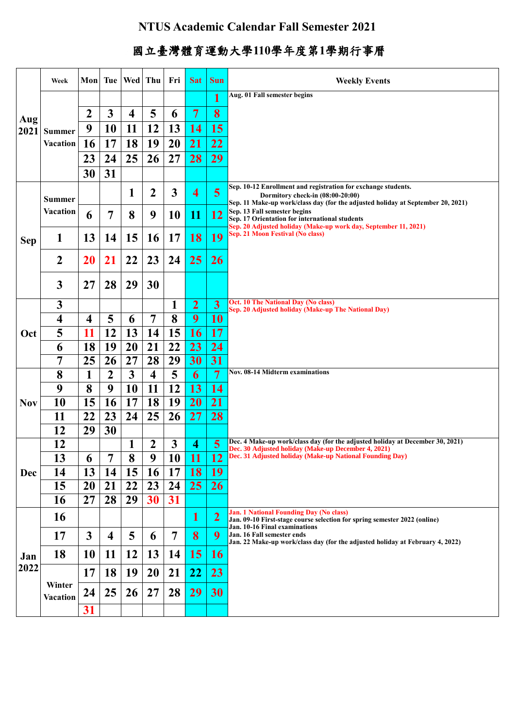# NTUS Academic Calendar Fall Semester 2021

## 國立臺灣體育運動大學110學年度第1學期行事曆

| | Week | Mon | Tue | Wed | Thu | Fri | Sat | Sun | Weekly Events |
|---|---|---|---|---|---|---|---|---|---|
| Aug 2021 | Summer Vacation | | | | | | | 1 | Aug. 01 Fall semester begins |
| | | 2 | 3 | 4 | 5 | 6 | 7 | 8 | |
| | | 9 | 10 | 11 | 12 | 13 | 14 | 15 | |
| | | 16 | 17 | 18 | 19 | 20 | 21 | 22 | |
| | | 23 | 24 | 25 | 26 | 27 | 28 | 29 | |
| | | 30 | 31 | | | | | | |
| Sep | Summer Vacation | | | 1 | 2 | 3 | 4 | 5 | Sep. 10-12 Enrollment and registration for exchange students. Dormitory check-in (08:00-20:00)<br>Sep. 11 Make-up work/class day (for the adjusted holiday at September 20, 2021)<br>Sep. 13 Fall semester begins<br>Sep. 17 Orientation for international students<br>Sep. 20 Adjusted holiday (Make-up work day, September 11, 2021)<br>Sep. 21 Moon Festival (No class) |
| | | 6 | 7 | 8 | 9 | 10 | 11 | 12 | |
| | 1 | 13 | 14 | 15 | 16 | 17 | 18 | 19 | |
| | 2 | 20 | 21 | 22 | 23 | 24 | 25 | 26 | |
| | 3 | 27 | 28 | 29 | 30 | | | | |
| Oct | 3 | | | | | 1 | 2 | 3 | Oct. 10 The National Day (No class)<br>Sep. 20 Adjusted holiday (Make-up The National Day) |
| | 4 | 4 | 5 | 6 | 7 | 8 | 9 | 10 | |
| | 5 | 11 | 12 | 13 | 14 | 15 | 16 | 17 | |
| | 6 | 18 | 19 | 20 | 21 | 22 | 23 | 24 | |
| | 7 | 25 | 26 | 27 | 28 | 29 | 30 | 31 | |
| Nov | 8 | 1 | 2 | 3 | 4 | 5 | 6 | 7 | Nov. 08-14 Midterm examinations |
| | 9 | 8 | 9 | 10 | 11 | 12 | 13 | 14 | |
| | 10 | 15 | 16 | 17 | 18 | 19 | 20 | 21 | |
| | 11 | 22 | 23 | 24 | 25 | 26 | 27 | 28 | |
| | 12 | 29 | 30 | | | | | | |
| Dec | 12 | | | 1 | 2 | 3 | 4 | 5 | Dec. 4 Make-up work/class day (for the adjusted holiday at December 30, 2021)<br>Dec. 30 Adjusted holiday (Make-up December 4, 2021)<br>Dec. 31 Adjusted holiday (Make-up National Founding Day) |
| | 13 | 6 | 7 | 8 | 9 | 10 | 11 | 12 | |
| | 14 | 13 | 14 | 15 | 16 | 17 | 18 | 19 | |
| | 15 | 20 | 21 | 22 | 23 | 24 | 25 | 26 | |
| | 16 | 27 | 28 | 29 | 30 | 31 | | | |
| Jan 2022 | 16 | | | | | | 1 | 2 | Jan. 1 National Founding Day (No class)<br>Jan. 09-10 First-stage course selection for spring semester 2022 (online)<br>Jan. 10-16 Final examinations<br>Jan. 16 Fall semester ends<br>Jan. 22 Make-up work/class day (for the adjusted holiday at February 4, 2022) |
| | 17 | 3 | 4 | 5 | 6 | 7 | 8 | 9 | |
| | 18 | 10 | 11 | 12 | 13 | 14 | 15 | 16 | |
| | Winter Vacation | 17 | 18 | 19 | 20 | 21 | 22 | 23 | |
| | | 24 | 25 | 26 | 27 | 28 | 29 | 30 | |
| | | 31 | | | | | | | |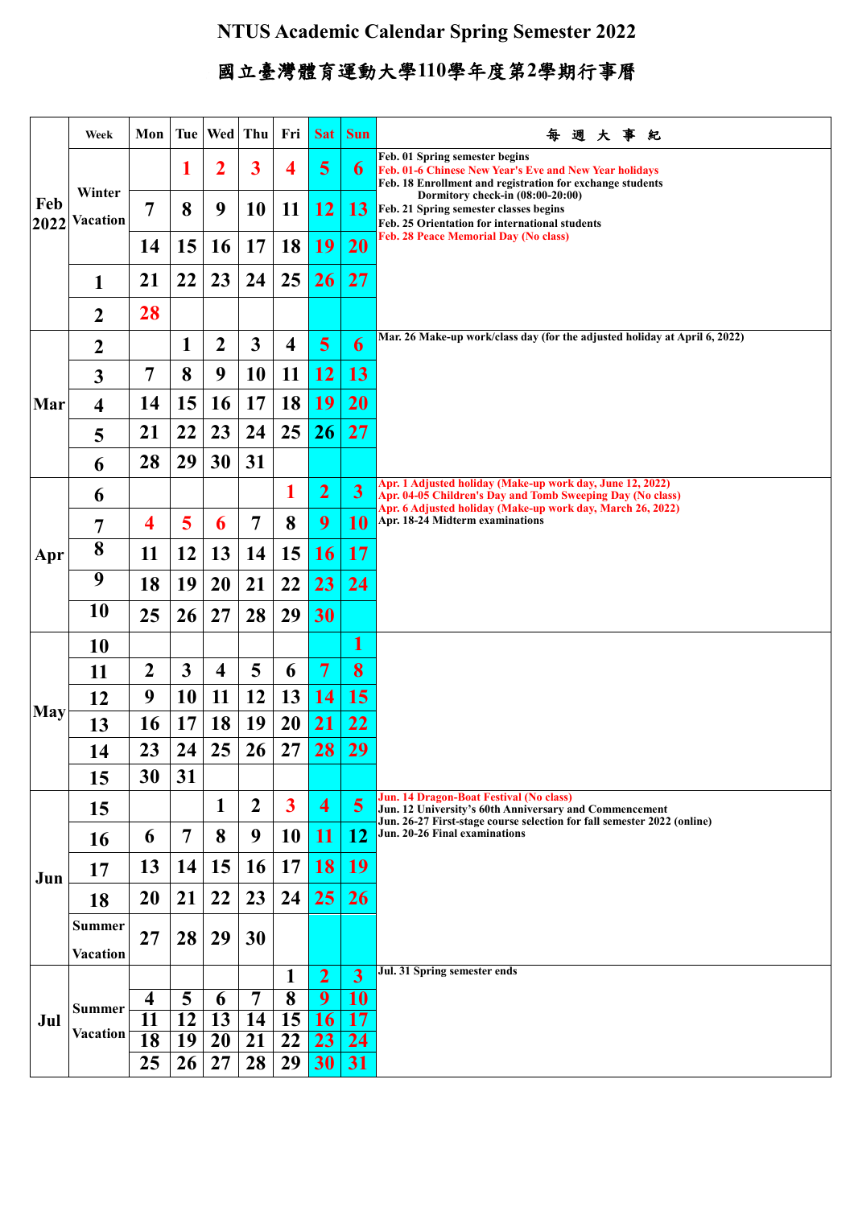# NTUS Academic Calendar Spring Semester 2022

# 國立臺灣體育運動大學110學年度第2學期行事曆

| | Week | Mon | Tue | Wed | Thu | Fri | Sat | Sun | 每 週 大 事 紀 |
|---|---|---|---|---|---|---|---|---|---|
| Feb 2022 | Winter Vacation | | 1 | 2 | 3 | 4 | 5 | 6 | Feb. 01 Spring semester begins<br>Feb. 01-6 Chinese New Year's Eve and New Year holidays<br>Feb. 18 Enrollment and registration for exchange students Dormitory check-in (08:00-20:00)<br>Feb. 21 Spring semester classes begins<br>Feb. 25 Orientation for international students<br>Feb. 28 Peace Memorial Day (No class) |
| | | 7 | 8 | 9 | 10 | 11 | 12 | 13 | |
| | | 14 | 15 | 16 | 17 | 18 | 19 | 20 | |
| | 1 | 21 | 22 | 23 | 24 | 25 | 26 | 27 | |
| | 2 | 28 | | | | | | | |
| Mar | 2 | | 1 | 2 | 3 | 4 | 5 | 6 | Mar. 26 Make-up work/class day (for the adjusted holiday at April 6, 2022) |
| | 3 | 7 | 8 | 9 | 10 | 11 | 12 | 13 | |
| | 4 | 14 | 15 | 16 | 17 | 18 | 19 | 20 | |
| | 5 | 21 | 22 | 23 | 24 | 25 | 26 | 27 | |
| | 6 | 28 | 29 | 30 | 31 | | | | |
| Apr | 6 | | | | | 1 | 2 | 3 | Apr. 1 Adjusted holiday (Make-up work day, June 12, 2022)<br>Apr. 04-05 Children's Day and Tomb Sweeping Day (No class)<br>Apr. 6 Adjusted holiday (Make-up work day, March 26, 2022)<br>Apr. 18-24 Midterm examinations |
| | 7 | 4 | 5 | 6 | 7 | 8 | 9 | 10 | |
| | 8 | 11 | 12 | 13 | 14 | 15 | 16 | 17 | |
| | 9 | 18 | 19 | 20 | 21 | 22 | 23 | 24 | |
| | 10 | 25 | 26 | 27 | 28 | 29 | 30 | | |
| May | 10 | | | | | | | 1 | |
| | 11 | 2 | 3 | 4 | 5 | 6 | 7 | 8 | |
| | 12 | 9 | 10 | 11 | 12 | 13 | 14 | 15 | |
| | 13 | 16 | 17 | 18 | 19 | 20 | 21 | 22 | |
| | 14 | 23 | 24 | 25 | 26 | 27 | 28 | 29 | |
| | 15 | 30 | 31 | | | | | | |
| Jun | 15 | | | 1 | 2 | 3 | 4 | 5 | Jun. 14 Dragon-Boat Festival (No class)<br>Jun. 12 University's 60th Anniversary and Commencement<br>Jun. 26-27 First-stage course selection for fall semester 2022 (online)<br>Jun. 20-26 Final examinations |
| | 16 | 6 | 7 | 8 | 9 | 10 | 11 | 12 | |
| | 17 | 13 | 14 | 15 | 16 | 17 | 18 | 19 | |
| | 18 | 20 | 21 | 22 | 23 | 24 | 25 | 26 | |
| | Summer Vacation | 27 | 28 | 29 | 30 | | | | |
| Jul | Summer Vacation | | | | | 1 | 2 | 3 | Jul. 31 Spring semester ends |
| | | 4 | 5 | 6 | 7 | 8 | 9 | 10 | |
| | | 11 | 12 | 13 | 14 | 15 | 16 | 17 | |
| | | 18 | 19 | 20 | 21 | 22 | 23 | 24 | |
| | | 25 | 26 | 27 | 28 | 29 | 30 | 31 | |